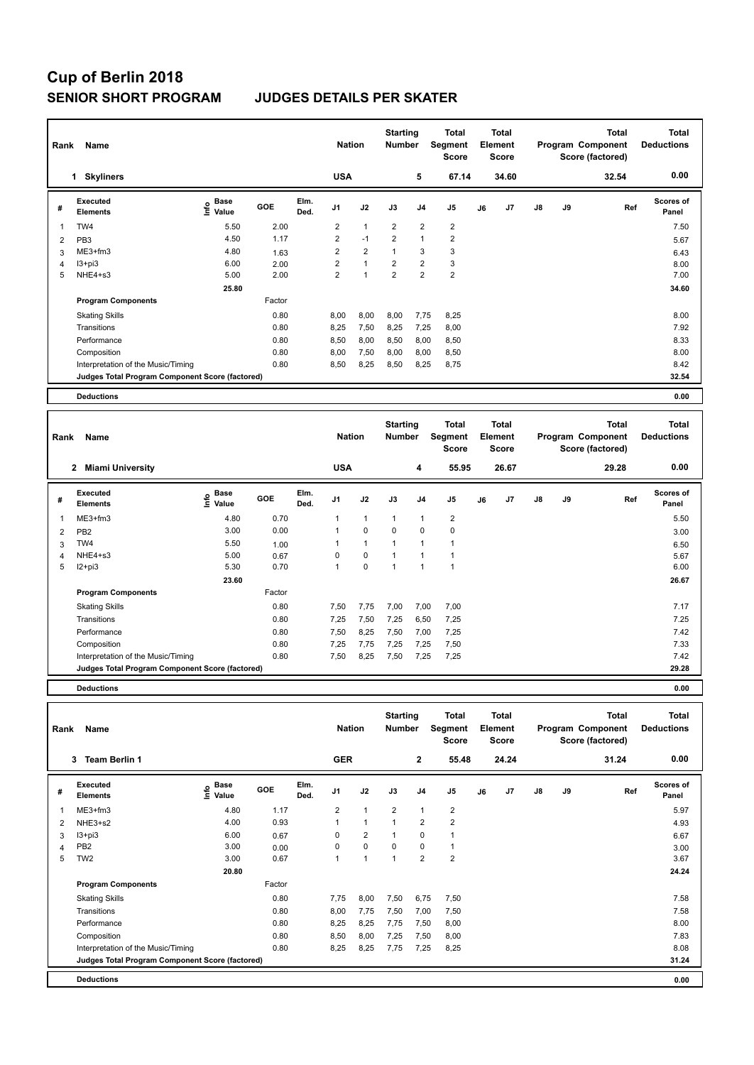# Cup of Berlin 2018

## SENIOR SHORT PROGRAM JUDGES DETAILS PER SKATER

| Rank | Name | Nation | Starting Number | Total Segment Score | Total Element Score | Total Program Component Score (factored) | Total Deductions |
|---|---|---|---|---|---|---|---|
| 1 | Skyliners | USA | 5 | 67.14 | 34.60 | 32.54 | 0.00 |

| # | Executed Elements | Info | Base Value | GOE | Elm. Ded. | J1 | J2 | J3 | J4 | J5 | J6 | J7 | J8 | J9 | Ref | Scores of Panel |
|---|---|---|---|---|---|---|---|---|---|---|---|---|---|---|---|---|
| 1 | TW4 | | 5.50 | 2.00 | | 2 | 1 | 2 | 2 | 2 | | | | | | 7.50 |
| 2 | PB3 | | 4.50 | 1.17 | | 2 | -1 | 2 | 1 | 2 | | | | | | 5.67 |
| 3 | ME3+fm3 | | 4.80 | 1.63 | | 2 | 2 | 1 | 3 | 3 | | | | | | 6.43 |
| 4 | I3+pi3 | | 6.00 | 2.00 | | 2 | 1 | 2 | 2 | 3 | | | | | | 8.00 |
| 5 | NHE4+s3 | | 5.00 | 2.00 | | 2 | 1 | 2 | 2 | 2 | | | | | | 7.00 |
| | | | 25.80 | | | | | | | | | | | | | 34.60 |
| | **Program Components** | | | Factor | | | | | | | | | | | | |
| | Skating Skills | | | 0.80 | | 8,00 | 8,00 | 8,00 | 7,75 | 8,25 | | | | | | 8.00 |
| | Transitions | | | 0.80 | | 8,25 | 7,50 | 8,25 | 7,25 | 8,00 | | | | | | 7.92 |
| | Performance | | | 0.80 | | 8,50 | 8,00 | 8,50 | 8,00 | 8,50 | | | | | | 8.33 |
| | Composition | | | 0.80 | | 8,00 | 7,50 | 8,00 | 8,00 | 8,50 | | | | | | 8.00 |
| | Interpretation of the Music/Timing | | | 0.80 | | 8,50 | 8,25 | 8,50 | 8,25 | 8,75 | | | | | | 8.42 |
| | **Judges Total Program Component Score (factored)** | | | | | | | | | | | | | | | 32.54 |
| | **Deductions** | | | | | | | | | | | | | | | 0.00 |

| Rank | Name | Nation | Starting Number | Total Segment Score | Total Element Score | Total Program Component Score (factored) | Total Deductions |
|---|---|---|---|---|---|---|---|
| 2 | Miami University | USA | 4 | 55.95 | 26.67 | 29.28 | 0.00 |

| # | Executed Elements | Info | Base Value | GOE | Elm. Ded. | J1 | J2 | J3 | J4 | J5 | J6 | J7 | J8 | J9 | Ref | Scores of Panel |
|---|---|---|---|---|---|---|---|---|---|---|---|---|---|---|---|---|
| 1 | ME3+fm3 | | 4.80 | 0.70 | | 1 | 1 | 1 | 1 | 2 | | | | | | 5.50 |
| 2 | PB2 | | 3.00 | 0.00 | | 1 | 0 | 0 | 0 | 0 | | | | | | 3.00 |
| 3 | TW4 | | 5.50 | 1.00 | | 1 | 1 | 1 | 1 | 1 | | | | | | 6.50 |
| 4 | NHE4+s3 | | 5.00 | 0.67 | | 0 | 0 | 1 | 1 | 1 | | | | | | 5.67 |
| 5 | I2+pi3 | | 5.30 | 0.70 | | 1 | 0 | 1 | 1 | 1 | | | | | | 6.00 |
| | | | 23.60 | | | | | | | | | | | | | 26.67 |
| | **Program Components** | | | Factor | | | | | | | | | | | | |
| | Skating Skills | | | 0.80 | | 7,50 | 7,75 | 7,00 | 7,00 | 7,00 | | | | | | 7.17 |
| | Transitions | | | 0.80 | | 7,25 | 7,50 | 7,25 | 6,50 | 7,25 | | | | | | 7.25 |
| | Performance | | | 0.80 | | 7,50 | 8,25 | 7,50 | 7,00 | 7,25 | | | | | | 7.42 |
| | Composition | | | 0.80 | | 7,25 | 7,75 | 7,25 | 7,25 | 7,50 | | | | | | 7.33 |
| | Interpretation of the Music/Timing | | | 0.80 | | 7,50 | 8,25 | 7,50 | 7,25 | 7,25 | | | | | | 7.42 |
| | **Judges Total Program Component Score (factored)** | | | | | | | | | | | | | | | 29.28 |
| | **Deductions** | | | | | | | | | | | | | | | 0.00 |

| Rank | Name | Nation | Starting Number | Total Segment Score | Total Element Score | Total Program Component Score (factored) | Total Deductions |
|---|---|---|---|---|---|---|---|
| 3 | Team Berlin 1 | GER | 2 | 55.48 | 24.24 | 31.24 | 0.00 |

| # | Executed Elements | Info | Base Value | GOE | Elm. Ded. | J1 | J2 | J3 | J4 | J5 | J6 | J7 | J8 | J9 | Ref | Scores of Panel |
|---|---|---|---|---|---|---|---|---|---|---|---|---|---|---|---|---|
| 1 | ME3+fm3 | | 4.80 | 1.17 | | 2 | 1 | 2 | 1 | 2 | | | | | | 5.97 |
| 2 | NHE3+s2 | | 4.00 | 0.93 | | 1 | 1 | 1 | 2 | 2 | | | | | | 4.93 |
| 3 | I3+pi3 | | 6.00 | 0.67 | | 0 | 2 | 1 | 0 | 1 | | | | | | 6.67 |
| 4 | PB2 | | 3.00 | 0.00 | | 0 | 0 | 0 | 0 | 1 | | | | | | 3.00 |
| 5 | TW2 | | 3.00 | 0.67 | | 1 | 1 | 1 | 2 | 2 | | | | | | 3.67 |
| | | | 20.80 | | | | | | | | | | | | | 24.24 |
| | **Program Components** | | | Factor | | | | | | | | | | | | |
| | Skating Skills | | | 0.80 | | 7,75 | 8,00 | 7,50 | 6,75 | 7,50 | | | | | | 7.58 |
| | Transitions | | | 0.80 | | 8,00 | 7,75 | 7,50 | 7,00 | 7,50 | | | | | | 7.58 |
| | Performance | | | 0.80 | | 8,25 | 8,25 | 7,75 | 7,50 | 8,00 | | | | | | 8.00 |
| | Composition | | | 0.80 | | 8,50 | 8,00 | 7,25 | 7,50 | 8,00 | | | | | | 7.83 |
| | Interpretation of the Music/Timing | | | 0.80 | | 8,25 | 8,25 | 7,75 | 7,25 | 8,25 | | | | | | 8.08 |
| | **Judges Total Program Component Score (factored)** | | | | | | | | | | | | | | | 31.24 |
| | **Deductions** | | | | | | | | | | | | | | | 0.00 |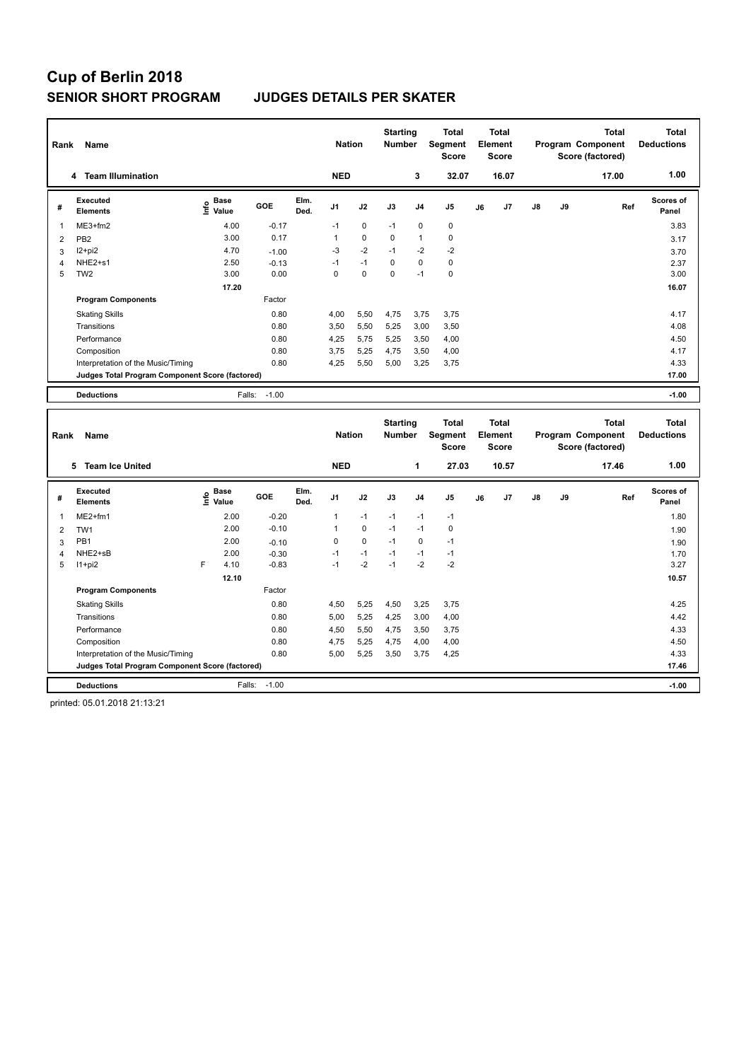# Cup of Berlin 2018

## SENIOR SHORT PROGRAM　　JUDGES DETAILS PER SKATER

| Rank | Name | Nation | Starting Number | Total Segment Score | Total Element Score | Total Program Component Score (factored) | Total Deductions |
|---|---|---|---|---|---|---|---|
| 4 | Team Illumination | NED | 3 | 32.07 | 16.07 | 17.00 | 1.00 |

| # | Executed Elements | Info | Base Value | GOE | Elm. Ded. | J1 | J2 | J3 | J4 | J5 | J6 | J7 | J8 | J9 | Ref | Scores of Panel |
|---|---|---|---|---|---|---|---|---|---|---|---|---|---|---|---|---|
| 1 | ME3+fm2 | | 4.00 | -0.17 | | -1 | 0 | -1 | 0 | 0 | | | | | | 3.83 |
| 2 | PB2 | | 3.00 | 0.17 | | 1 | 0 | 0 | 1 | 0 | | | | | | 3.17 |
| 3 | I2+pi2 | | 4.70 | -1.00 | | -3 | -2 | -1 | -2 | -2 | | | | | | 3.70 |
| 4 | NHE2+s1 | | 2.50 | -0.13 | | -1 | -1 | 0 | 0 | 0 | | | | | | 2.37 |
| 5 | TW2 | | 3.00 | 0.00 | | 0 | 0 | 0 | -1 | 0 | | | | | | 3.00 |
| | | | 17.20 | | | | | | | | | | | | | 16.07 |
| | **Program Components** | | | Factor | | | | | | | | | | | | |
| | Skating Skills | | | 0.80 | | 4,00 | 5,50 | 4,75 | 3,75 | 3,75 | | | | | | 4.17 |
| | Transitions | | | 0.80 | | 3,50 | 5,50 | 5,25 | 3,00 | 3,50 | | | | | | 4.08 |
| | Performance | | | 0.80 | | 4,25 | 5,75 | 5,25 | 3,50 | 4,00 | | | | | | 4.50 |
| | Composition | | | 0.80 | | 3,75 | 5,25 | 4,75 | 3,50 | 4,00 | | | | | | 4.17 |
| | Interpretation of the Music/Timing | | | 0.80 | | 4,25 | 5,50 | 5,00 | 3,25 | 3,75 | | | | | | 4.33 |
| | **Judges Total Program Component Score (factored)** | | | | | | | | | | | | | | | 17.00 |
| | **Deductions** | | Falls: | -1.00 | | | | | | | | | | | | -1.00 |

| Rank | Name | Nation | Starting Number | Total Segment Score | Total Element Score | Total Program Component Score (factored) | Total Deductions |
|---|---|---|---|---|---|---|---|
| 5 | Team Ice United | NED | 1 | 27.03 | 10.57 | 17.46 | 1.00 |

| # | Executed Elements | Info | Base Value | GOE | Elm. Ded. | J1 | J2 | J3 | J4 | J5 | J6 | J7 | J8 | J9 | Ref | Scores of Panel |
|---|---|---|---|---|---|---|---|---|---|---|---|---|---|---|---|---|
| 1 | ME2+fm1 | | 2.00 | -0.20 | | 1 | -1 | -1 | -1 | -1 | | | | | | 1.80 |
| 2 | TW1 | | 2.00 | -0.10 | | 1 | 0 | -1 | -1 | 0 | | | | | | 1.90 |
| 3 | PB1 | | 2.00 | -0.10 | | 0 | 0 | -1 | 0 | -1 | | | | | | 1.90 |
| 4 | NHE2+sB | | 2.00 | -0.30 | | -1 | -1 | -1 | -1 | -1 | | | | | | 1.70 |
| 5 | I1+pi2 | F | 4.10 | -0.83 | | -1 | -2 | -1 | -2 | -2 | | | | | | 3.27 |
| | | | 12.10 | | | | | | | | | | | | | 10.57 |
| | **Program Components** | | | Factor | | | | | | | | | | | | |
| | Skating Skills | | | 0.80 | | 4,50 | 5,25 | 4,50 | 3,25 | 3,75 | | | | | | 4.25 |
| | Transitions | | | 0.80 | | 5,00 | 5,25 | 4,25 | 3,00 | 4,00 | | | | | | 4.42 |
| | Performance | | | 0.80 | | 4,50 | 5,50 | 4,75 | 3,50 | 3,75 | | | | | | 4.33 |
| | Composition | | | 0.80 | | 4,75 | 5,25 | 4,75 | 4,00 | 4,00 | | | | | | 4.50 |
| | Interpretation of the Music/Timing | | | 0.80 | | 5,00 | 5,25 | 3,50 | 3,75 | 4,25 | | | | | | 4.33 |
| | **Judges Total Program Component Score (factored)** | | | | | | | | | | | | | | | 17.46 |
| | **Deductions** | | Falls: | -1.00 | | | | | | | | | | | | -1.00 |

printed: 05.01.2018 21:13:21